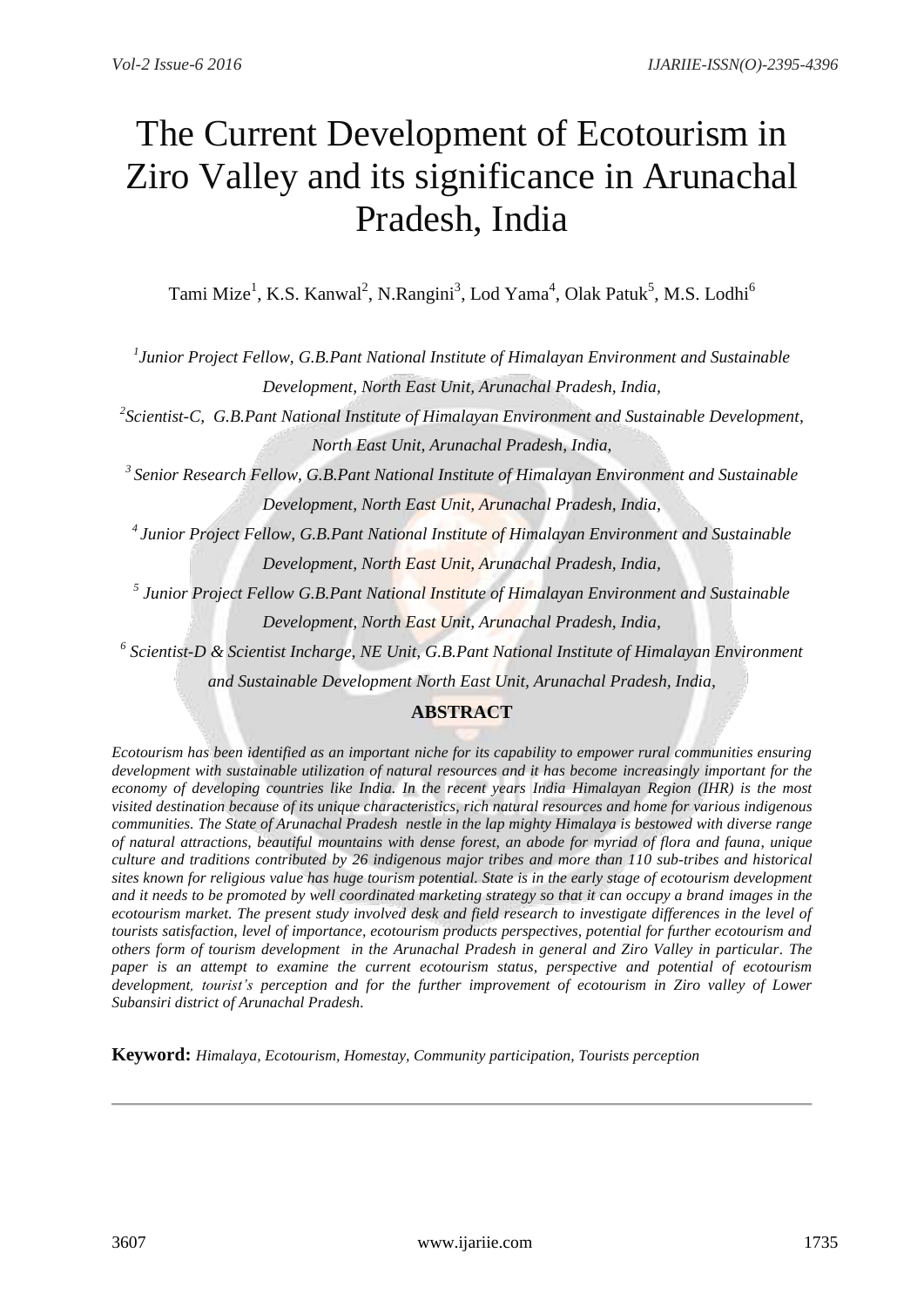# The Current Development of Ecotourism in Ziro Valley and its significance in Arunachal Pradesh, India

Tami Mize[1], K.S. Kanwal[2], N.Rangini[3], Lod Yama[4], Olak Patuk[5], M.S. Lodhi[6]

*[1] Junior Project Fellow, G.B.Pant National Institute of Himalayan Environment and Sustainable Development, North East Unit, Arunachal Pradesh, India,*

*[2] Scientist-C, G.B.Pant National Institute of Himalayan Environment and Sustainable Development, North East Unit, Arunachal Pradesh, India,*

*[3] Senior Research Fellow, G.B.Pant National Institute of Himalayan Environment and Sustainable Development, North East Unit, Arunachal Pradesh, India,*

*[4] Junior Project Fellow, G.B.Pant National Institute of Himalayan Environment and Sustainable Development, North East Unit, Arunachal Pradesh, India,*

*[5] Junior Project Fellow G.B.Pant National Institute of Himalayan Environment and Sustainable Development, North East Unit, Arunachal Pradesh, India,*

*[6] Scientist-D & Scientist Incharge, NE Unit, G.B.Pant National Institute of Himalayan Environment and Sustainable Development North East Unit, Arunachal Pradesh, India,*

## ABSTRACT

*Ecotourism has been identified as an important niche for its capability to empower rural communities ensuring development with sustainable utilization of natural resources and it has become increasingly important for the economy of developing countries like India. In the recent years India Himalayan Region (IHR) is the most visited destination because of its unique characteristics, rich natural resources and home for various indigenous communities. The State of Arunachal Pradesh nestle in the lap mighty Himalaya is bestowed with diverse range of natural attractions, beautiful mountains with dense forest, an abode for myriad of flora and fauna, unique culture and traditions contributed by 26 indigenous major tribes and more than 110 sub-tribes and historical sites known for religious value has huge tourism potential. State is in the early stage of ecotourism development and it needs to be promoted by well coordinated marketing strategy so that it can occupy a brand images in the ecotourism market. The present study involved desk and field research to investigate differences in the level of tourists satisfaction, level of importance, ecotourism products perspectives, potential for further ecotourism and others form of tourism development in the Arunachal Pradesh in general and Ziro Valley in particular. The paper is an attempt to examine the current ecotourism status, perspective and potential of ecotourism development, tourist's perception and for the further improvement of ecotourism in Ziro valley of Lower Subansiri district of Arunachal Pradesh.*

**Keyword:** *Himalaya, Ecotourism, Homestay, Community participation, Tourists perception*

---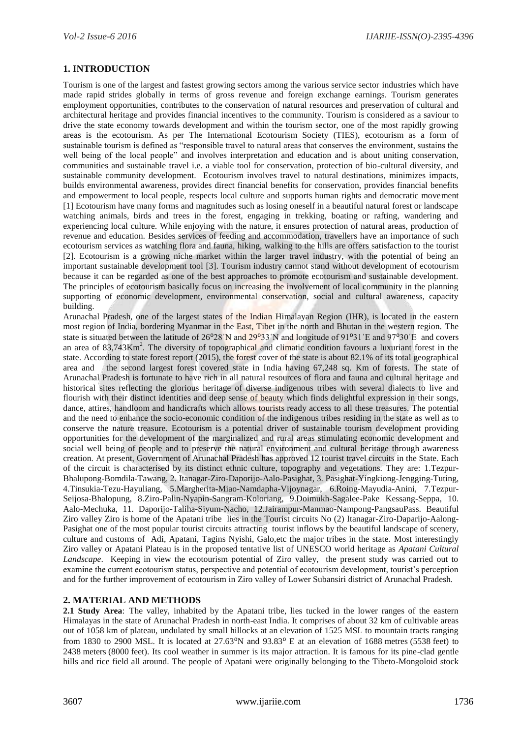## 1. INTRODUCTION

Tourism is one of the largest and fastest growing sectors among the various service sector industries which have made rapid strides globally in terms of gross revenue and foreign exchange earnings. Tourism generates employment opportunities, contributes to the conservation of natural resources and preservation of cultural and architectural heritage and provides financial incentives to the community. Tourism is considered as a saviour to drive the state economy towards development and within the tourism sector, one of the most rapidly growing areas is the ecotourism. As per The International Ecotourism Society (TIES), ecotourism as a form of sustainable tourism is defined as "responsible travel to natural areas that conserves the environment, sustains the well being of the local people" and involves interpretation and education and is about uniting conservation, communities and sustainable travel i.e. a viable tool for conservation, protection of bio-cultural diversity, and sustainable community development. Ecotourism involves travel to natural destinations, minimizes impacts, builds environmental awareness, provides direct financial benefits for conservation, provides financial benefits and empowerment to local people, respects local culture and supports human rights and democratic movement [1] Ecotourism have many forms and magnitudes such as losing oneself in a beautiful natural forest or landscape watching animals, birds and trees in the forest, engaging in trekking, boating or rafting, wandering and experiencing local culture. While enjoying with the nature, it ensures protection of natural areas, production of revenue and education. Besides services of feeding and accommodation, travellers have an importance of such ecotourism services as watching flora and fauna, hiking, walking to the hills are offers satisfaction to the tourist [2]. Ecotourism is a growing niche market within the larger travel industry, with the potential of being an important sustainable development tool [3]. Tourism industry cannot stand without development of ecotourism because it can be regarded as one of the best approaches to promote ecotourism and sustainable development. The principles of ecotourism basically focus on increasing the involvement of local community in the planning supporting of economic development, environmental conservation, social and cultural awareness, capacity building.

Arunachal Pradesh, one of the largest states of the Indian Himalayan Region (IHR), is located in the eastern most region of India, bordering Myanmar in the East, Tibet in the north and Bhutan in the western region. The state is situated between the latitude of 26°28ˈN and 29°33ˈN and longitude of 91°31ˈE and 97°30ˈE and covers an area of 83,743Km$^2$. The diversity of topographical and climatic condition favours a luxuriant forest in the state. According to state forest report (2015), the forest cover of the state is about 82.1% of its total geographical area and the second largest forest covered state in India having 67,248 sq. Km of forests. The state of Arunachal Pradesh is fortunate to have rich in all natural resources of flora and fauna and cultural heritage and historical sites reflecting the glorious heritage of diverse indigenous tribes with several dialects to live and flourish with their distinct identities and deep sense of beauty which finds delightful expression in their songs, dance, attires, handloom and handicrafts which allows tourists ready access to all these treasures. The potential and the need to enhance the socio-economic condition of the indigenous tribes residing in the state as well as to conserve the nature treasure. Ecotourism is a potential driver of sustainable tourism development providing opportunities for the development of the marginalized and rural areas stimulating economic development and social well being of people and to preserve the natural environment and cultural heritage through awareness creation. At present, Government of Arunachal Pradesh has approved 12 tourist travel circuits in the State. Each of the circuit is characterised by its distinct ethnic culture, topography and vegetations. They are: 1.Tezpur-Bhalupong-Bomdila-Tawang, 2. Itanagar-Ziro-Daporijo-Aalo-Pasighat, 3. Pasighat-Yingkiong-Jengging-Tuting, 4.Tinsukia-Tezu-Hayuliang, 5.Margherita-Miao-Namdapha-Vijoynagar, 6.Roing-Mayudia-Anini, 7.Tezpur-Seijosa-Bhalopung, 8.Ziro-Palin-Nyapin-Sangram-Koloriang, 9.Doimukh-Sagalee-Pake Kessang-Seppa, 10. Aalo-Mechuka, 11. Daporijo-Taliha-Siyum-Nacho, 12.Jairampur-Manmao-Nampong-PangsauPass. Beautiful Ziro valley Ziro is home of the Apatani tribe lies in the Tourist circuits No (2) Itanagar-Ziro-Daparijo-Aalong-Pasighat one of the most popular tourist circuits attracting tourist inflows by the beautiful landscape of scenery, culture and customs of Adi, Apatani, Tagins Nyishi, Galo,etc the major tribes in the state. Most interestingly Ziro valley or Apatani Plateau is in the proposed tentative list of UNESCO world heritage as *Apatani Cultural Landscape*. Keeping in view the ecotourism potential of Ziro valley, the present study was carried out to examine the current ecotourism status, perspective and potential of ecotourism development, tourist's perception and for the further improvement of ecotourism in Ziro valley of Lower Subansiri district of Arunachal Pradesh.

## 2. MATERIAL AND METHODS

**2.1 Study Area**: The valley, inhabited by the Apatani tribe, lies tucked in the lower ranges of the eastern Himalayas in the state of Arunachal Pradesh in north-east India. It comprises of about 32 km of cultivable areas out of 1058 km of plateau, undulated by small hillocks at an elevation of 1525 MSL to mountain tracts ranging from 1830 to 2900 MSL. It is located at 27.63°N and 93.83° E at an elevation of 1688 metres (5538 feet) to 2438 meters (8000 feet). Its cool weather in summer is its major attraction. It is famous for its pine-clad gentle hills and rice field all around. The people of Apatani were originally belonging to the Tibeto-Mongoloid stock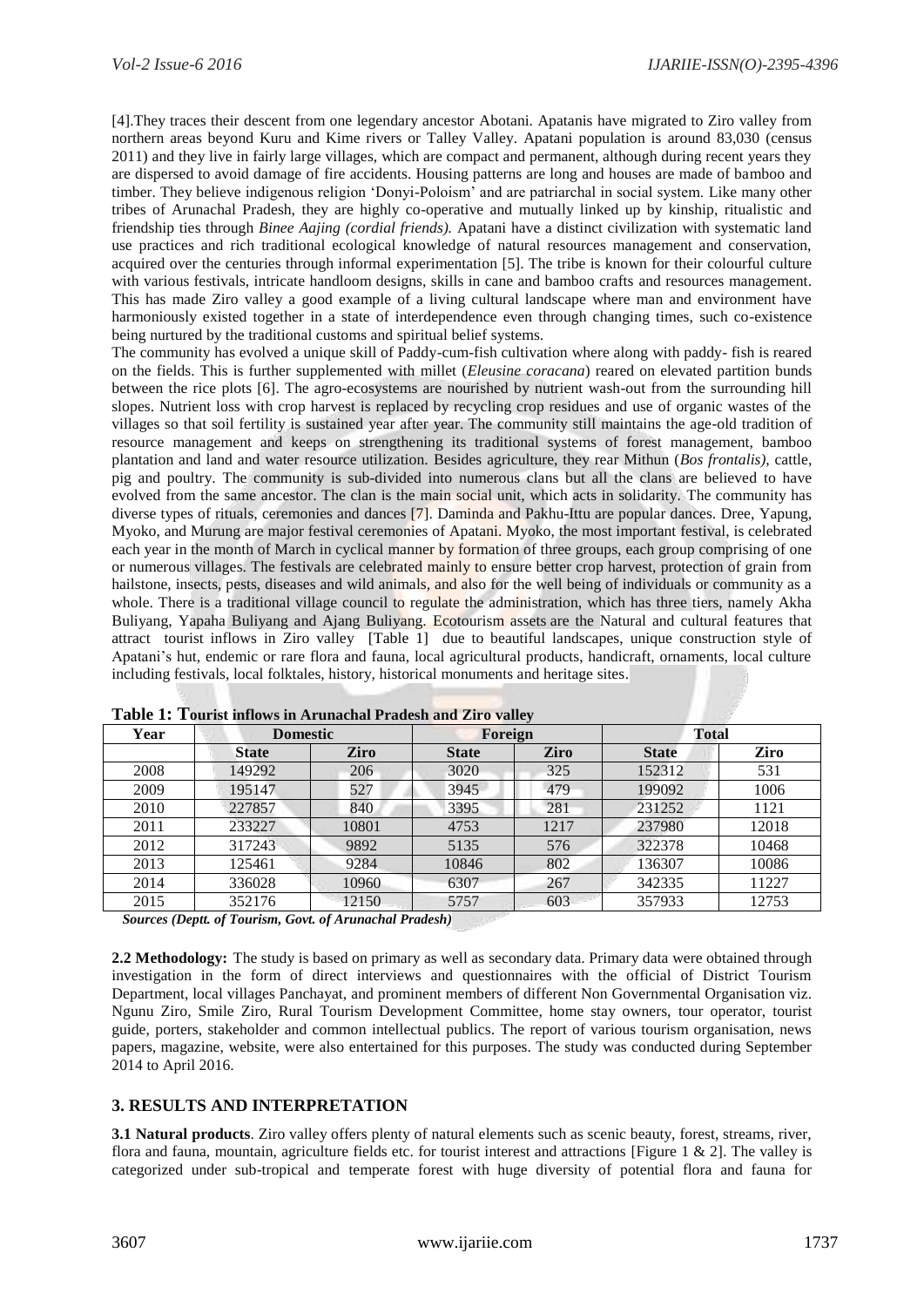[4].They traces their descent from one legendary ancestor Abotani. Apatanis have migrated to Ziro valley from northern areas beyond Kuru and Kime rivers or Talley Valley. Apatani population is around 83,030 (census 2011) and they live in fairly large villages, which are compact and permanent, although during recent years they are dispersed to avoid damage of fire accidents. Housing patterns are long and houses are made of bamboo and timber. They believe indigenous religion 'Donyi-Poloism' and are patriarchal in social system. Like many other tribes of Arunachal Pradesh, they are highly co-operative and mutually linked up by kinship, ritualistic and friendship ties through *Binee Aajing (cordial friends).* Apatani have a distinct civilization with systematic land use practices and rich traditional ecological knowledge of natural resources management and conservation, acquired over the centuries through informal experimentation [5]. The tribe is known for their colourful culture with various festivals, intricate handloom designs, skills in cane and bamboo crafts and resources management. This has made Ziro valley a good example of a living cultural landscape where man and environment have harmoniously existed together in a state of interdependence even through changing times, such co-existence being nurtured by the traditional customs and spiritual belief systems.

The community has evolved a unique skill of Paddy-cum-fish cultivation where along with paddy- fish is reared on the fields. This is further supplemented with millet (*Eleusine coracana*) reared on elevated partition bunds between the rice plots [6]. The agro-ecosystems are nourished by nutrient wash-out from the surrounding hill slopes. Nutrient loss with crop harvest is replaced by recycling crop residues and use of organic wastes of the villages so that soil fertility is sustained year after year. The community still maintains the age-old tradition of resource management and keeps on strengthening its traditional systems of forest management, bamboo plantation and land and water resource utilization. Besides agriculture, they rear Mithun (*Bos frontalis)*, cattle, pig and poultry. The community is sub-divided into numerous clans but all the clans are believed to have evolved from the same ancestor. The clan is the main social unit, which acts in solidarity. The community has diverse types of rituals, ceremonies and dances [7]. Daminda and Pakhu-Ittu are popular dances. Dree, Yapung, Myoko, and Murung are major festival ceremonies of Apatani. Myoko, the most important festival, is celebrated each year in the month of March in cyclical manner by formation of three groups, each group comprising of one or numerous villages. The festivals are celebrated mainly to ensure better crop harvest, protection of grain from hailstone, insects, pests, diseases and wild animals, and also for the well being of individuals or community as a whole. There is a traditional village council to regulate the administration, which has three tiers, namely Akha Buliyang, Yapaha Buliyang and Ajang Buliyang. Ecotourism assets are the Natural and cultural features that attract tourist inflows in Ziro valley [Table 1] due to beautiful landscapes, unique construction style of Apatani's hut, endemic or rare flora and fauna, local agricultural products, handicraft, ornaments, local culture including festivals, local folktales, history, historical monuments and heritage sites.

**Table 1: Tourist inflows in Arunachal Pradesh and Ziro valley**

| Year | Domestic | | Foreign | | Total | |
|---|---|---|---|---|---|---|
| | **State** | **Ziro** | **State** | **Ziro** | **State** | **Ziro** |
| 2008 | 149292 | 206 | 3020 | 325 | 152312 | 531 |
| 2009 | 195147 | 527 | 3945 | 479 | 199092 | 1006 |
| 2010 | 227857 | 840 | 3395 | 281 | 231252 | 1121 |
| 2011 | 233227 | 10801 | 4753 | 1217 | 237980 | 12018 |
| 2012 | 317243 | 9892 | 5135 | 576 | 322378 | 10468 |
| 2013 | 125461 | 9284 | 10846 | 802 | 136307 | 10086 |
| 2014 | 336028 | 10960 | 6307 | 267 | 342335 | 11227 |
| 2015 | 352176 | 12150 | 5757 | 603 | 357933 | 12753 |

*Sources (Deptt. of Tourism, Govt. of Arunachal Pradesh)*

**2.2 Methodology:** The study is based on primary as well as secondary data. Primary data were obtained through investigation in the form of direct interviews and questionnaires with the official of District Tourism Department, local villages Panchayat, and prominent members of different Non Governmental Organisation viz. Ngunu Ziro, Smile Ziro, Rural Tourism Development Committee, home stay owners, tour operator, tourist guide, porters, stakeholder and common intellectual publics. The report of various tourism organisation, news papers, magazine, website, were also entertained for this purposes. The study was conducted during September 2014 to April 2016.

## 3. RESULTS AND INTERPRETATION

**3.1 Natural products**. Ziro valley offers plenty of natural elements such as scenic beauty, forest, streams, river, flora and fauna, mountain, agriculture fields etc. for tourist interest and attractions [Figure 1 & 2]. The valley is categorized under sub-tropical and temperate forest with huge diversity of potential flora and fauna for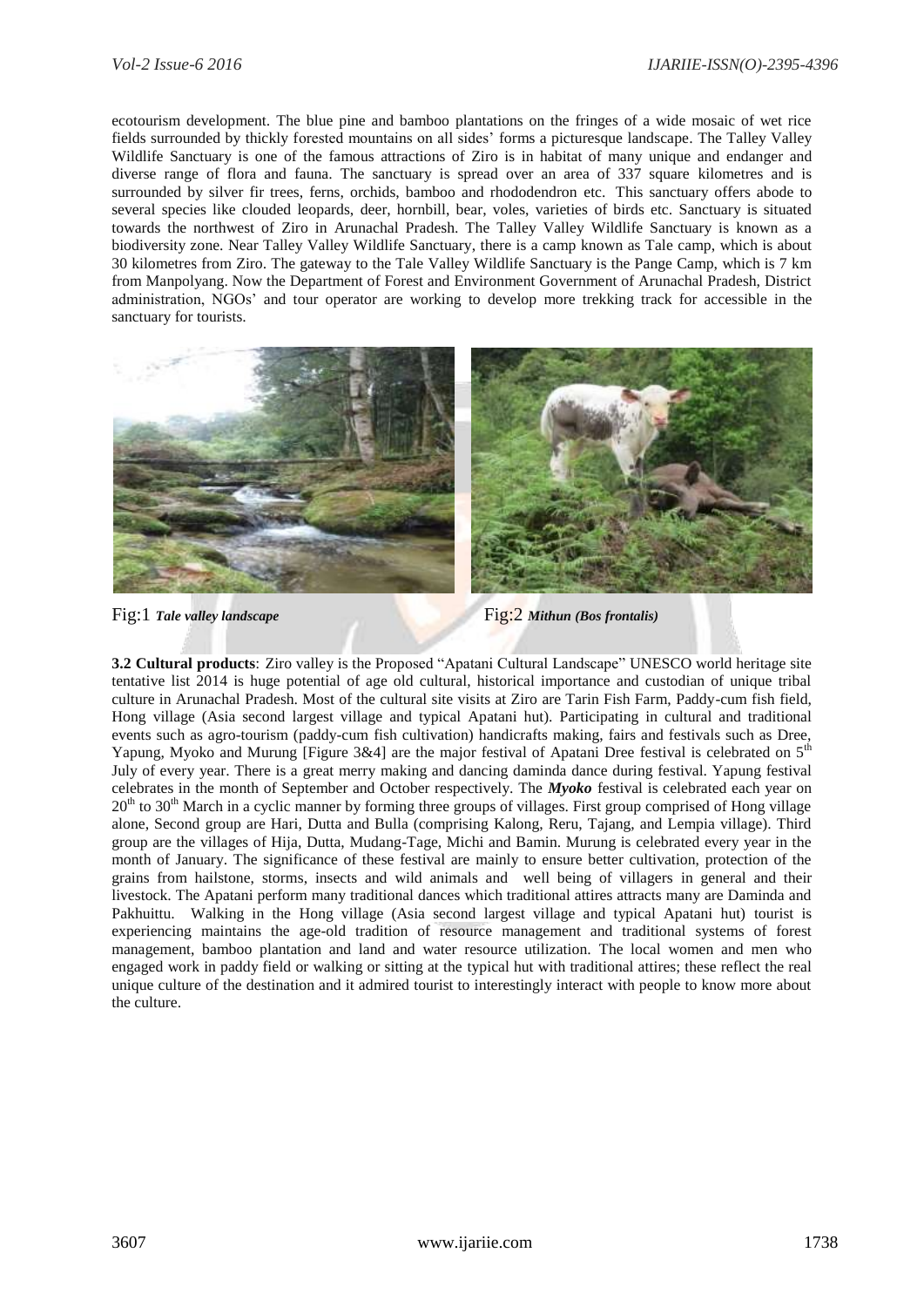ecotourism development. The blue pine and bamboo plantations on the fringes of a wide mosaic of wet rice fields surrounded by thickly forested mountains on all sides' forms a picturesque landscape. The Talley Valley Wildlife Sanctuary is one of the famous attractions of Ziro is in habitat of many unique and endanger and diverse range of flora and fauna. The sanctuary is spread over an area of 337 square kilometres and is surrounded by silver fir trees, ferns, orchids, bamboo and rhododendron etc. This sanctuary offers abode to several species like clouded leopards, deer, hornbill, bear, voles, varieties of birds etc. Sanctuary is situated towards the northwest of Ziro in Arunachal Pradesh. The Talley Valley Wildlife Sanctuary is known as a biodiversity zone. Near Talley Valley Wildlife Sanctuary, there is a camp known as Tale camp, which is about 30 kilometres from Ziro. The gateway to the Tale Valley Wildlife Sanctuary is the Pange Camp, which is 7 km from Manpolyang. Now the Department of Forest and Environment Government of Arunachal Pradesh, District administration, NGOs' and tour operator are working to develop more trekking track for accessible in the sanctuary for tourists.

Fig:1 *Tale valley landscape*

Fig:2 *Mithun (Bos frontalis)*

**3.2 Cultural products**: Ziro valley is the Proposed "Apatani Cultural Landscape" UNESCO world heritage site tentative list 2014 is huge potential of age old cultural, historical importance and custodian of unique tribal culture in Arunachal Pradesh. Most of the cultural site visits at Ziro are Tarin Fish Farm, Paddy-cum fish field, Hong village (Asia second largest village and typical Apatani hut). Participating in cultural and traditional events such as agro-tourism (paddy-cum fish cultivation) handicrafts making, fairs and festivals such as Dree, Yapung, Myoko and Murung [Figure 3&4] are the major festival of Apatani Dree festival is celebrated on 5th July of every year. There is a great merry making and dancing daminda dance during festival. Yapung festival celebrates in the month of September and October respectively. The ***Myoko*** festival is celebrated each year on 20th to 30th March in a cyclic manner by forming three groups of villages. First group comprised of Hong village alone, Second group are Hari, Dutta and Bulla (comprising Kalong, Reru, Tajang, and Lempia village). Third group are the villages of Hija, Dutta, Mudang-Tage, Michi and Bamin. Murung is celebrated every year in the month of January. The significance of these festival are mainly to ensure better cultivation, protection of the grains from hailstone, storms, insects and wild animals and well being of villagers in general and their livestock. The Apatani perform many traditional dances which traditional attires attracts many are Daminda and Pakhuittu. Walking in the Hong village (Asia second largest village and typical Apatani hut) tourist is experiencing maintains the age-old tradition of resource management and traditional systems of forest management, bamboo plantation and land and water resource utilization. The local women and men who engaged work in paddy field or walking or sitting at the typical hut with traditional attires; these reflect the real unique culture of the destination and it admired tourist to interestingly interact with people to know more about the culture.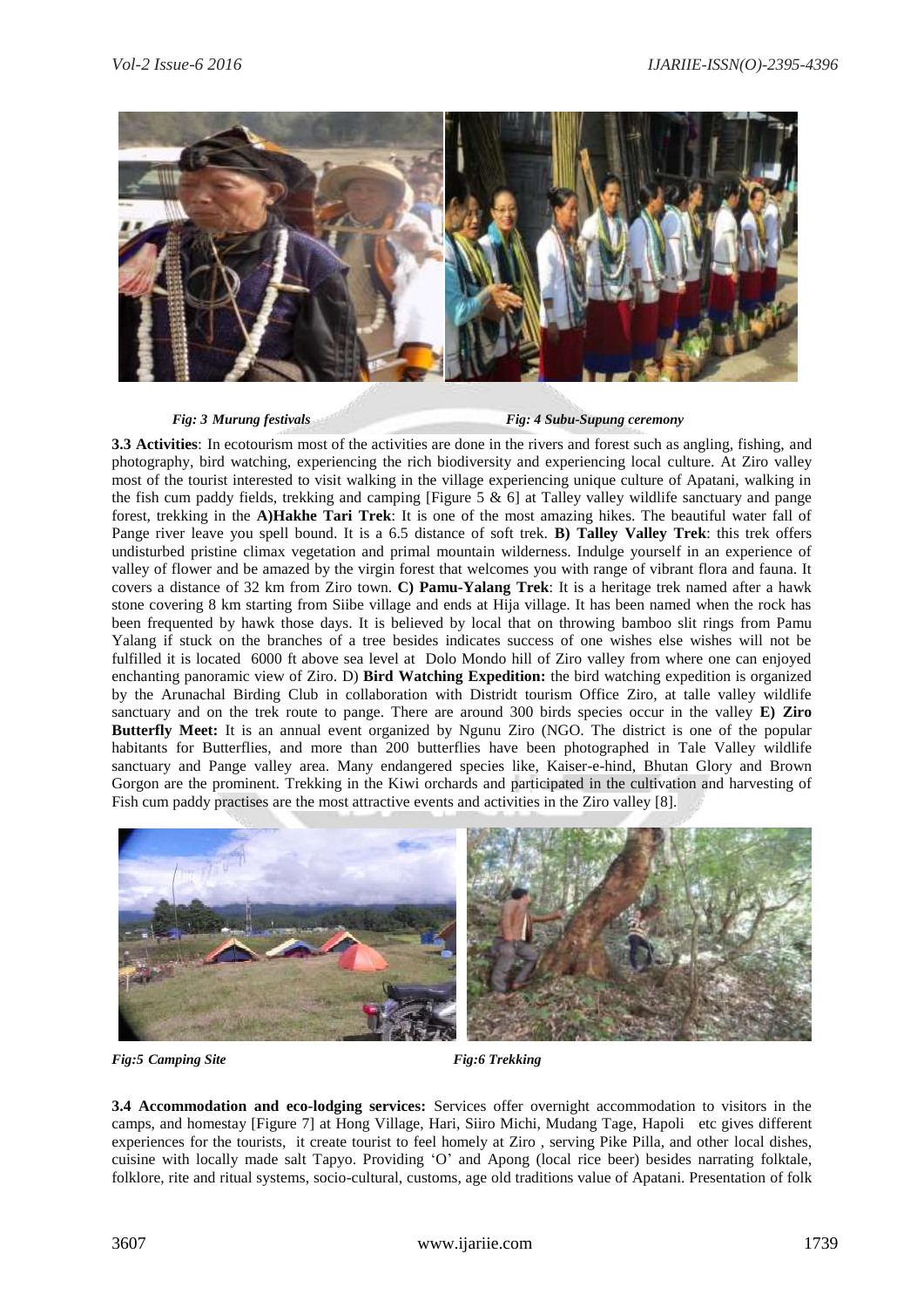*Fig: 3 Murung festivals* *Fig: 4 Subu-Supung ceremony*

**3.3 Activities**: In ecotourism most of the activities are done in the rivers and forest such as angling, fishing, and photography, bird watching, experiencing the rich biodiversity and experiencing local culture. At Ziro valley most of the tourist interested to visit walking in the village experiencing unique culture of Apatani, walking in the fish cum paddy fields, trekking and camping [Figure 5 & 6] at Talley valley wildlife sanctuary and pange forest, trekking in the **A)Hakhe Tari Trek**: It is one of the most amazing hikes. The beautiful water fall of Pange river leave you spell bound. It is a 6.5 distance of soft trek. **B) Talley Valley Trek**: this trek offers undisturbed pristine climax vegetation and primal mountain wilderness. Indulge yourself in an experience of valley of flower and be amazed by the virgin forest that welcomes you with range of vibrant flora and fauna. It covers a distance of 32 km from Ziro town. **C) Pamu-Yalang Trek**: It is a heritage trek named after a hawk stone covering 8 km starting from Siibe village and ends at Hija village. It has been named when the rock has been frequented by hawk those days. It is believed by local that on throwing bamboo slit rings from Pamu Yalang if stuck on the branches of a tree besides indicates success of one wishes else wishes will not be fulfilled it is located 6000 ft above sea level at Dolo Mondo hill of Ziro valley from where one can enjoyed enchanting panoramic view of Ziro. D) **Bird Watching Expedition:** the bird watching expedition is organized by the Arunachal Birding Club in collaboration with Distridt tourism Office Ziro, at talle valley wildlife sanctuary and on the trek route to pange. There are around 300 birds species occur in the valley **E) Ziro Butterfly Meet:** It is an annual event organized by Ngunu Ziro (NGO. The district is one of the popular habitants for Butterflies, and more than 200 butterflies have been photographed in Tale Valley wildlife sanctuary and Pange valley area. Many endangered species like, Kaiser-e-hind, Bhutan Glory and Brown Gorgon are the prominent. Trekking in the Kiwi orchards and participated in the cultivation and harvesting of Fish cum paddy practises are the most attractive events and activities in the Ziro valley [8].

*Fig:5 Camping Site* *Fig:6 Trekking*

**3.4 Accommodation and eco-lodging services:** Services offer overnight accommodation to visitors in the camps, and homestay [Figure 7] at Hong Village, Hari, Siiro Michi, Mudang Tage, Hapoli etc gives different experiences for the tourists, it create tourist to feel homely at Ziro , serving Pike Pilla, and other local dishes, cuisine with locally made salt Tapyo. Providing 'O' and Apong (local rice beer) besides narrating folktale, folklore, rite and ritual systems, socio-cultural, customs, age old traditions value of Apatani. Presentation of folk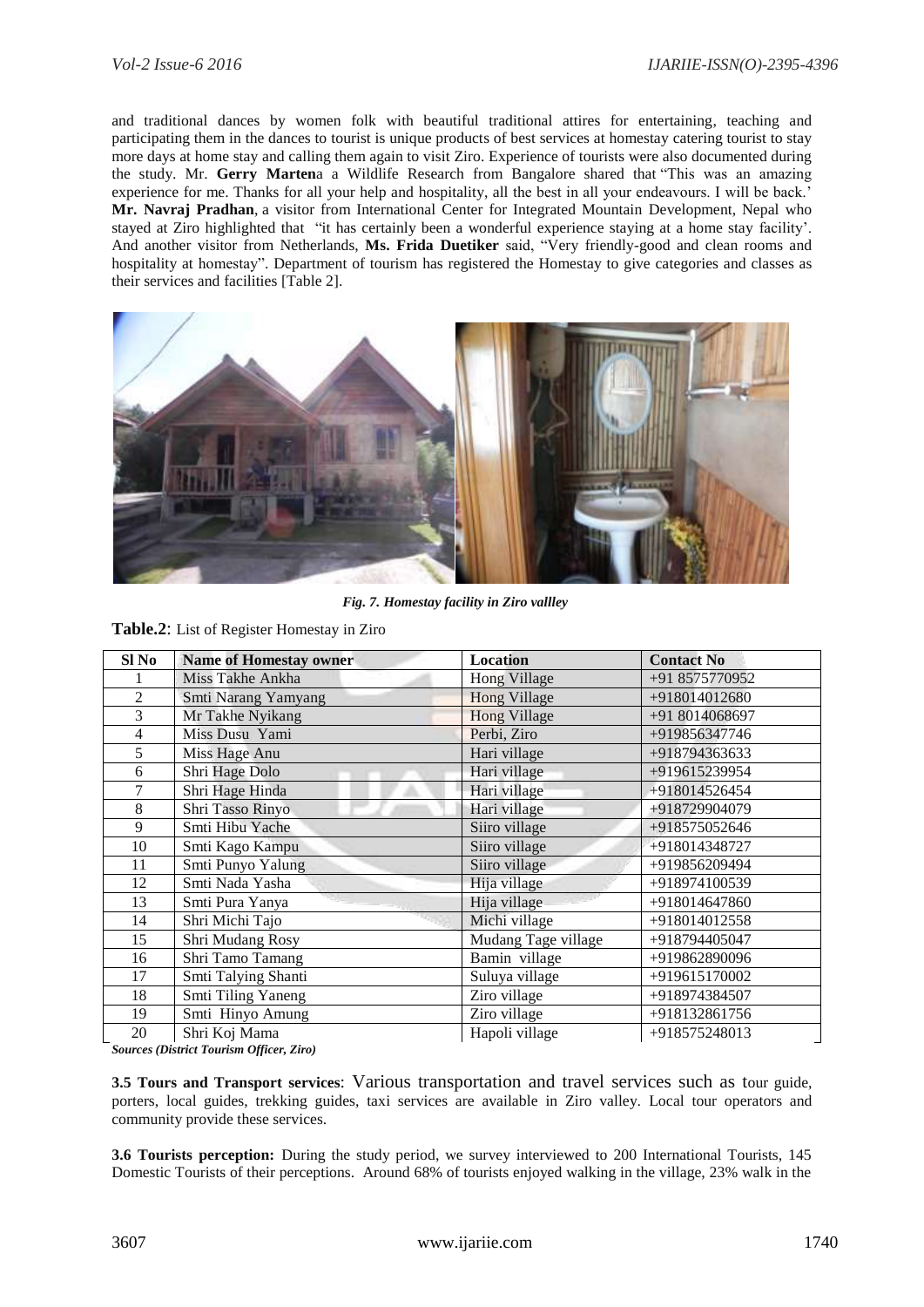and traditional dances by women folk with beautiful traditional attires for entertaining, teaching and participating them in the dances to tourist is unique products of best services at homestay catering tourist to stay more days at home stay and calling them again to visit Ziro. Experience of tourists were also documented during the study. Mr. **Gerry Marten**a a Wildlife Research from Bangalore shared that "This was an amazing experience for me. Thanks for all your help and hospitality, all the best in all your endeavours. I will be back.' **Mr. Navraj Pradhan**, a visitor from International Center for Integrated Mountain Development, Nepal who stayed at Ziro highlighted that "it has certainly been a wonderful experience staying at a home stay facility'. And another visitor from Netherlands, **Ms. Frida Duetiker** said, "Very friendly-good and clean rooms and hospitality at homestay". Department of tourism has registered the Homestay to give categories and classes as their services and facilities [Table 2].

*Fig. 7. Homestay facility in Ziro vallley*

**Table.2**: List of Register Homestay in Ziro

| Sl No | Name of Homestay owner | Location | Contact No |
|---|---|---|---|
| 1 | Miss Takhe Ankha | Hong Village | +91 8575770952 |
| 2 | Smti Narang Yamyang | Hong Village | +918014012680 |
| 3 | Mr Takhe Nyikang | Hong Village | +91 8014068697 |
| 4 | Miss Dusu Yami | Perbi, Ziro | +919856347746 |
| 5 | Miss Hage Anu | Hari village | +918794363633 |
| 6 | Shri Hage Dolo | Hari village | +919615239954 |
| 7 | Shri Hage Hinda | Hari village | +918014526454 |
| 8 | Shri Tasso Rinyo | Hari village | +918729904079 |
| 9 | Smti Hibu Yache | Siiro village | +918575052646 |
| 10 | Smti Kago Kampu | Siiro village | +918014348727 |
| 11 | Smti Punyo Yalung | Siiro village | +919856209494 |
| 12 | Smti Nada Yasha | Hija village | +918974100539 |
| 13 | Smti Pura Yanya | Hija village | +918014647860 |
| 14 | Shri Michi Tajo | Michi village | +918014012558 |
| 15 | Shri Mudang Rosy | Mudang Tage village | +918794405047 |
| 16 | Shri Tamo Tamang | Bamin village | +919862890096 |
| 17 | Smti Talying Shanti | Suluya village | +919615170002 |
| 18 | Smti Tiling Yaneng | Ziro village | +918974384507 |
| 19 | Smti Hinyo Amung | Ziro village | +918132861756 |
| 20 | Shri Koj Mama | Hapoli village | +918575248013 |

***Sources (District Tourism Officer, Ziro)***

**3.5 Tours and Transport services**: Various transportation and travel services such as tour guide, porters, local guides, trekking guides, taxi services are available in Ziro valley. Local tour operators and community provide these services.

**3.6 Tourists perception:** During the study period, we survey interviewed to 200 International Tourists, 145 Domestic Tourists of their perceptions. Around 68% of tourists enjoyed walking in the village, 23% walk in the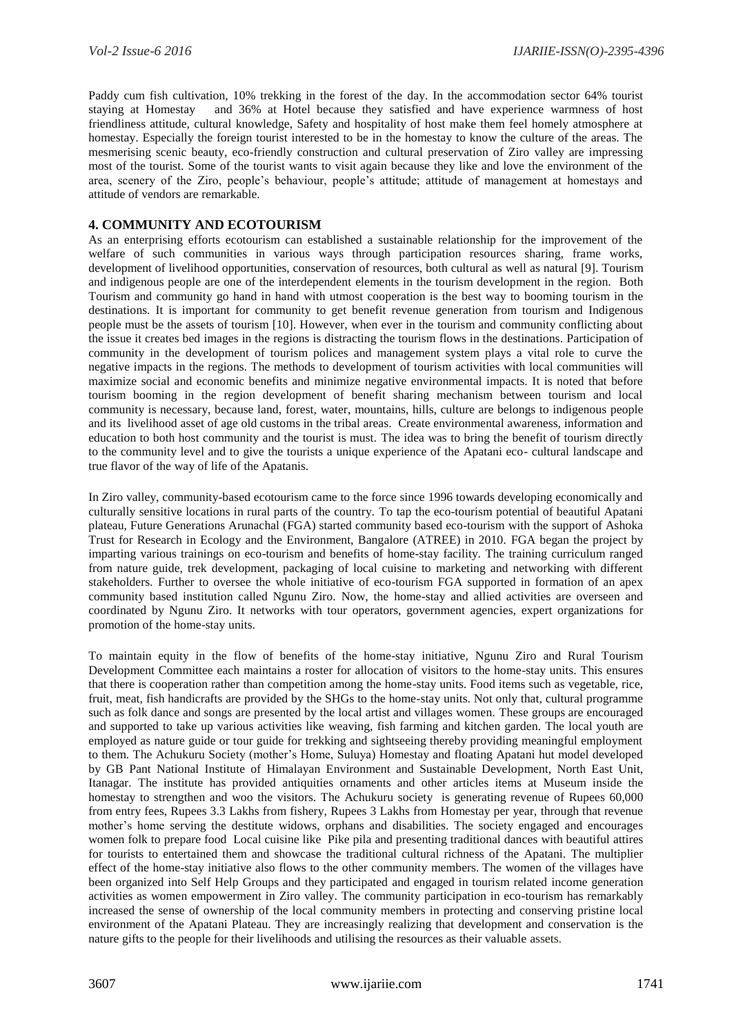Paddy cum fish cultivation, 10% trekking in the forest of the day. In the accommodation sector 64% tourist staying at Homestay and 36% at Hotel because they satisfied and have experience warmness of host friendliness attitude, cultural knowledge, Safety and hospitality of host make them feel homely atmosphere at homestay. Especially the foreign tourist interested to be in the homestay to know the culture of the areas. The mesmerising scenic beauty, eco-friendly construction and cultural preservation of Ziro valley are impressing most of the tourist. Some of the tourist wants to visit again because they like and love the environment of the area, scenery of the Ziro, people's behaviour, people's attitude; attitude of management at homestays and attitude of vendors are remarkable.

## 4. COMMUNITY AND ECOTOURISM

As an enterprising efforts ecotourism can established a sustainable relationship for the improvement of the welfare of such communities in various ways through participation resources sharing, frame works, development of livelihood opportunities, conservation of resources, both cultural as well as natural [9]. Tourism and indigenous people are one of the interdependent elements in the tourism development in the region. Both Tourism and community go hand in hand with utmost cooperation is the best way to booming tourism in the destinations. It is important for community to get benefit revenue generation from tourism and Indigenous people must be the assets of tourism [10]. However, when ever in the tourism and community conflicting about the issue it creates bed images in the regions is distracting the tourism flows in the destinations. Participation of community in the development of tourism polices and management system plays a vital role to curve the negative impacts in the regions. The methods to development of tourism activities with local communities will maximize social and economic benefits and minimize negative environmental impacts. It is noted that before tourism booming in the region development of benefit sharing mechanism between tourism and local community is necessary, because land, forest, water, mountains, hills, culture are belongs to indigenous people and its livelihood asset of age old customs in the tribal areas. Create environmental awareness, information and education to both host community and the tourist is must. The idea was to bring the benefit of tourism directly to the community level and to give the tourists a unique experience of the Apatani eco- cultural landscape and true flavor of the way of life of the Apatanis.

In Ziro valley, community-based ecotourism came to the force since 1996 towards developing economically and culturally sensitive locations in rural parts of the country. To tap the eco-tourism potential of beautiful Apatani plateau, Future Generations Arunachal (FGA) started community based eco-tourism with the support of Ashoka Trust for Research in Ecology and the Environment, Bangalore (ATREE) in 2010. FGA began the project by imparting various trainings on eco-tourism and benefits of home-stay facility. The training curriculum ranged from nature guide, trek development, packaging of local cuisine to marketing and networking with different stakeholders. Further to oversee the whole initiative of eco-tourism FGA supported in formation of an apex community based institution called Ngunu Ziro. Now, the home-stay and allied activities are overseen and coordinated by Ngunu Ziro. It networks with tour operators, government agencies, expert organizations for promotion of the home-stay units.

To maintain equity in the flow of benefits of the home-stay initiative, Ngunu Ziro and Rural Tourism Development Committee each maintains a roster for allocation of visitors to the home-stay units. This ensures that there is cooperation rather than competition among the home-stay units. Food items such as vegetable, rice, fruit, meat, fish handicrafts are provided by the SHGs to the home-stay units. Not only that, cultural programme such as folk dance and songs are presented by the local artist and villages women. These groups are encouraged and supported to take up various activities like weaving, fish farming and kitchen garden. The local youth are employed as nature guide or tour guide for trekking and sightseeing thereby providing meaningful employment to them. The Achukuru Society (mother's Home, Suluya) Homestay and floating Apatani hut model developed by GB Pant National Institute of Himalayan Environment and Sustainable Development, North East Unit, Itanagar. The institute has provided antiquities ornaments and other articles items at Museum inside the homestay to strengthen and woo the visitors. The Achukuru society is generating revenue of Rupees 60,000 from entry fees, Rupees 3.3 Lakhs from fishery, Rupees 3 Lakhs from Homestay per year, through that revenue mother's home serving the destitute widows, orphans and disabilities. The society engaged and encourages women folk to prepare food Local cuisine like Pike pila and presenting traditional dances with beautiful attires for tourists to entertained them and showcase the traditional cultural richness of the Apatani. The multiplier effect of the home-stay initiative also flows to the other community members. The women of the villages have been organized into Self Help Groups and they participated and engaged in tourism related income generation activities as women empowerment in Ziro valley. The community participation in eco-tourism has remarkably increased the sense of ownership of the local community members in protecting and conserving pristine local environment of the Apatani Plateau. They are increasingly realizing that development and conservation is the nature gifts to the people for their livelihoods and utilising the resources as their valuable assets.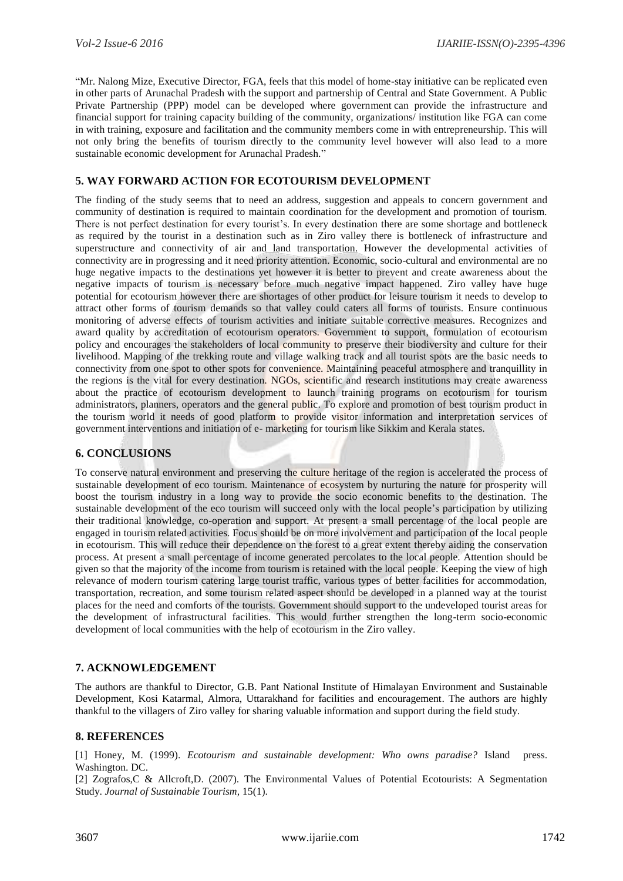"Mr. Nalong Mize, Executive Director, FGA, feels that this model of home-stay initiative can be replicated even in other parts of Arunachal Pradesh with the support and partnership of Central and State Government. A Public Private Partnership (PPP) model can be developed where government can provide the infrastructure and financial support for training capacity building of the community, organizations/ institution like FGA can come in with training, exposure and facilitation and the community members come in with entrepreneurship. This will not only bring the benefits of tourism directly to the community level however will also lead to a more sustainable economic development for Arunachal Pradesh."

## 5. WAY FORWARD ACTION FOR ECOTOURISM DEVELOPMENT

The finding of the study seems that to need an address, suggestion and appeals to concern government and community of destination is required to maintain coordination for the development and promotion of tourism. There is not perfect destination for every tourist's. In every destination there are some shortage and bottleneck as required by the tourist in a destination such as in Ziro valley there is bottleneck of infrastructure and superstructure and connectivity of air and land transportation. However the developmental activities of connectivity are in progressing and it need priority attention. Economic, socio-cultural and environmental are no huge negative impacts to the destinations yet however it is better to prevent and create awareness about the negative impacts of tourism is necessary before much negative impact happened. Ziro valley have huge potential for ecotourism however there are shortages of other product for leisure tourism it needs to develop to attract other forms of tourism demands so that valley could caters all forms of tourists. Ensure continuous monitoring of adverse effects of tourism activities and initiate suitable corrective measures. Recognizes and award quality by accreditation of ecotourism operators. Government to support, formulation of ecotourism policy and encourages the stakeholders of local community to preserve their biodiversity and culture for their livelihood. Mapping of the trekking route and village walking track and all tourist spots are the basic needs to connectivity from one spot to other spots for convenience. Maintaining peaceful atmosphere and tranquillity in the regions is the vital for every destination. NGOs, scientific and research institutions may create awareness about the practice of ecotourism development to launch training programs on ecotourism for tourism administrators, planners, operators and the general public. To explore and promotion of best tourism product in the tourism world it needs of good platform to provide visitor information and interpretation services of government interventions and initiation of e- marketing for tourism like Sikkim and Kerala states.

## 6. CONCLUSIONS

To conserve natural environment and preserving the culture heritage of the region is accelerated the process of sustainable development of eco tourism. Maintenance of ecosystem by nurturing the nature for prosperity will boost the tourism industry in a long way to provide the socio economic benefits to the destination. The sustainable development of the eco tourism will succeed only with the local people's participation by utilizing their traditional knowledge, co-operation and support. At present a small percentage of the local people are engaged in tourism related activities. Focus should be on more involvement and participation of the local people in ecotourism. This will reduce their dependence on the forest to a great extent thereby aiding the conservation process. At present a small percentage of income generated percolates to the local people. Attention should be given so that the majority of the income from tourism is retained with the local people. Keeping the view of high relevance of modern tourism catering large tourist traffic, various types of better facilities for accommodation, transportation, recreation, and some tourism related aspect should be developed in a planned way at the tourist places for the need and comforts of the tourists. Government should support to the undeveloped tourist areas for the development of infrastructural facilities. This would further strengthen the long-term socio-economic development of local communities with the help of ecotourism in the Ziro valley.

## 7. ACKNOWLEDGEMENT

The authors are thankful to Director, G.B. Pant National Institute of Himalayan Environment and Sustainable Development, Kosi Katarmal, Almora, Uttarakhand for facilities and encouragement. The authors are highly thankful to the villagers of Ziro valley for sharing valuable information and support during the field study.

## 8. REFERENCES

[1] Honey, M. (1999). *Ecotourism and sustainable development: Who owns paradise?* Island press. Washington. DC.

[2] Zografos,C & Allcroft,D. (2007). The Environmental Values of Potential Ecotourists: A Segmentation Study. *Journal of Sustainable Tourism*, 15(1).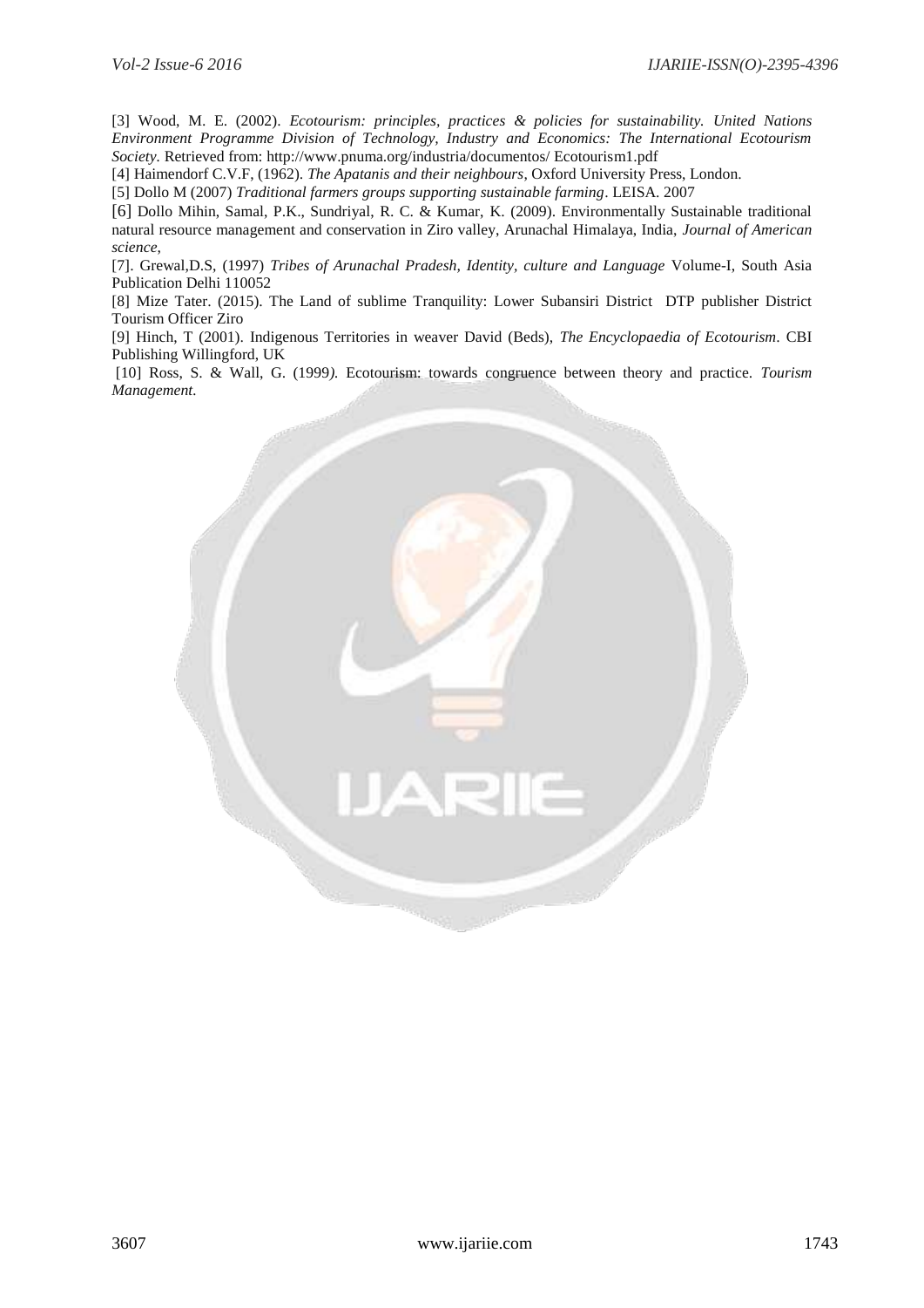[3] Wood, M. E. (2002). *Ecotourism: principles, practices & policies for sustainability. United Nations Environment Programme Division of Technology, Industry and Economics: The International Ecotourism Society*. Retrieved from: http://www.pnuma.org/industria/documentos/ Ecotourism1.pdf

[4] Haimendorf C.V.F, (1962). *The Apatanis and their neighbours,* Oxford University Press, London.

[5] Dollo M (2007) *Traditional farmers groups supporting sustainable farming*. LEISA. 2007

[6] Dollo Mihin, Samal, P.K., Sundriyal, R. C. & Kumar, K. (2009). Environmentally Sustainable traditional natural resource management and conservation in Ziro valley, Arunachal Himalaya, India, *Journal of American science,*

[7]. Grewal,D.S, (1997) *Tribes of Arunachal Pradesh, Identity, culture and Language* Volume-I, South Asia Publication Delhi 110052

[8] Mize Tater. (2015). The Land of sublime Tranquility: Lower Subansiri District DTP publisher District Tourism Officer Ziro

[9] Hinch, T (2001). Indigenous Territories in weaver David (Beds), *The Encyclopaedia of Ecotourism*. CBI Publishing Willingford, UK

[10] Ross, S. & Wall, G. (1999*).* Ecotourism: towards congruence between theory and practice. *Tourism Management.*